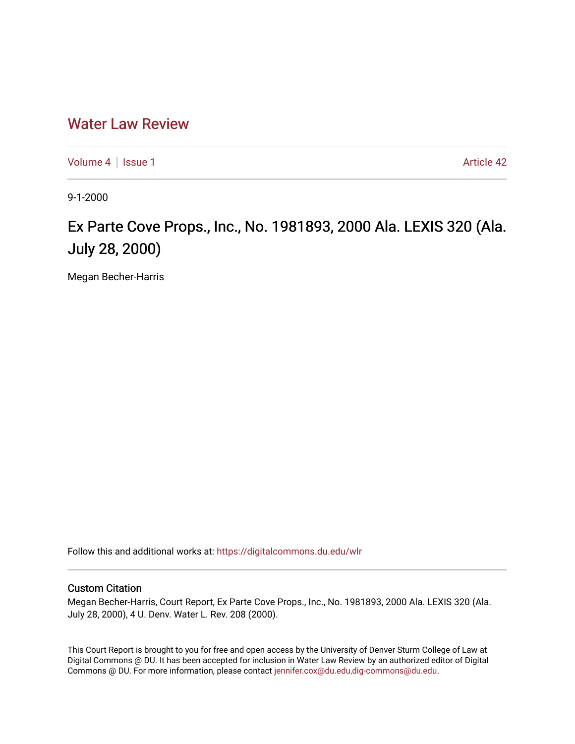# Water Law Review

Volume 4 | Issue 1 Article 42

9-1-2000

## Ex Parte Cove Props., Inc., No. 1981893, 2000 Ala. LEXIS 320 (Ala. July 28, 2000)

Megan Becher-Harris

Follow this and additional works at: https://digitalcommons.du.edu/wlr

### Custom Citation

Megan Becher-Harris, Court Report, Ex Parte Cove Props., Inc., No. 1981893, 2000 Ala. LEXIS 320 (Ala. July 28, 2000), 4 U. Denv. Water L. Rev. 208 (2000).

This Court Report is brought to you for free and open access by the University of Denver Sturm College of Law at Digital Commons @ DU. It has been accepted for inclusion in Water Law Review by an authorized editor of Digital Commons @ DU. For more information, please contact jennifer.cox@du.edu,dig-commons@du.edu.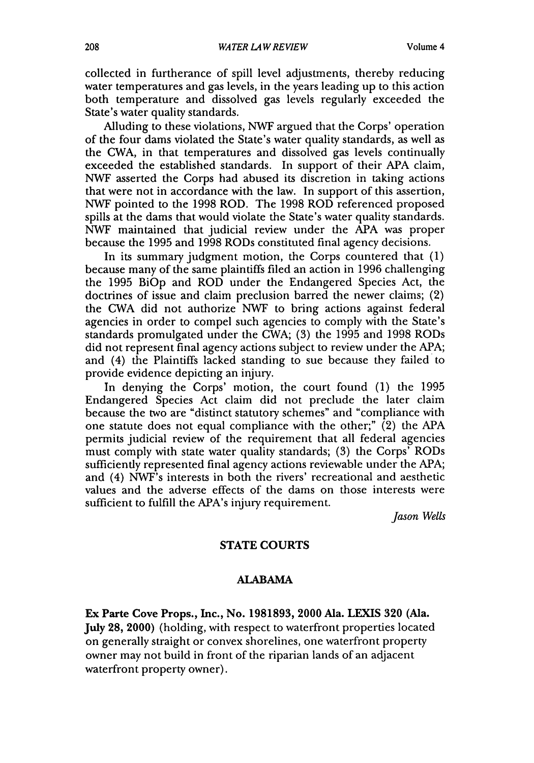collected in furtherance of spill level adjustments, thereby reducing water temperatures and gas levels, in the years leading up to this action both temperature and dissolved gas levels regularly exceeded the State's water quality standards.

Alluding to these violations, NWF argued that the Corps' operation of the four dams violated the State's water quality standards, as well as the CWA, in that temperatures and dissolved gas levels continually exceeded the established standards. In support of their APA claim, NWF asserted the Corps had abused its discretion in taking actions that were not in accordance with the law. In support of this assertion, NWF pointed to the 1998 ROD. The 1998 ROD referenced proposed spills at the dams that would violate the State's water quality standards. NWF maintained that judicial review under the APA was proper because the 1995 and 1998 RODs constituted final agency decisions.

In its summary judgment motion, the Corps countered that (1) because many of the same plaintiffs filed an action in 1996 challenging the 1995 BiOp and ROD under the Endangered Species Act, the doctrines of issue and claim preclusion barred the newer claims; (2) the CWA did not authorize NWF to bring actions against federal agencies in order to compel such agencies to comply with the State's standards promulgated under the CWA; (3) the 1995 and 1998 RODs did not represent final agency actions subject to review under the APA; and (4) the Plaintiffs lacked standing to sue because they failed to provide evidence depicting an injury.

In denying the Corps' motion, the court found (1) the 1995 Endangered Species Act claim did not preclude the later claim because the two are "distinct statutory schemes" and "compliance with one statute does not equal compliance with the other;" (2) the APA permits judicial review of the requirement that all federal agencies must comply with state water quality standards; (3) the Corps' RODs sufficiently represented final agency actions reviewable under the APA; and (4) NWF's interests in both the rivers' recreational and aesthetic values and the adverse effects of the dams on those interests were sufficient to fulfill the APA's injury requirement.

*Jason Wells*

## STATE COURTS

### ALABAMA

**Ex Parte Cove Props., Inc., No. 1981893, 2000 Ala. LEXIS 320 (Ala. July 28, 2000)** (holding, with respect to waterfront properties located on generally straight or convex shorelines, one waterfront property owner may not build in front of the riparian lands of an adjacent waterfront property owner).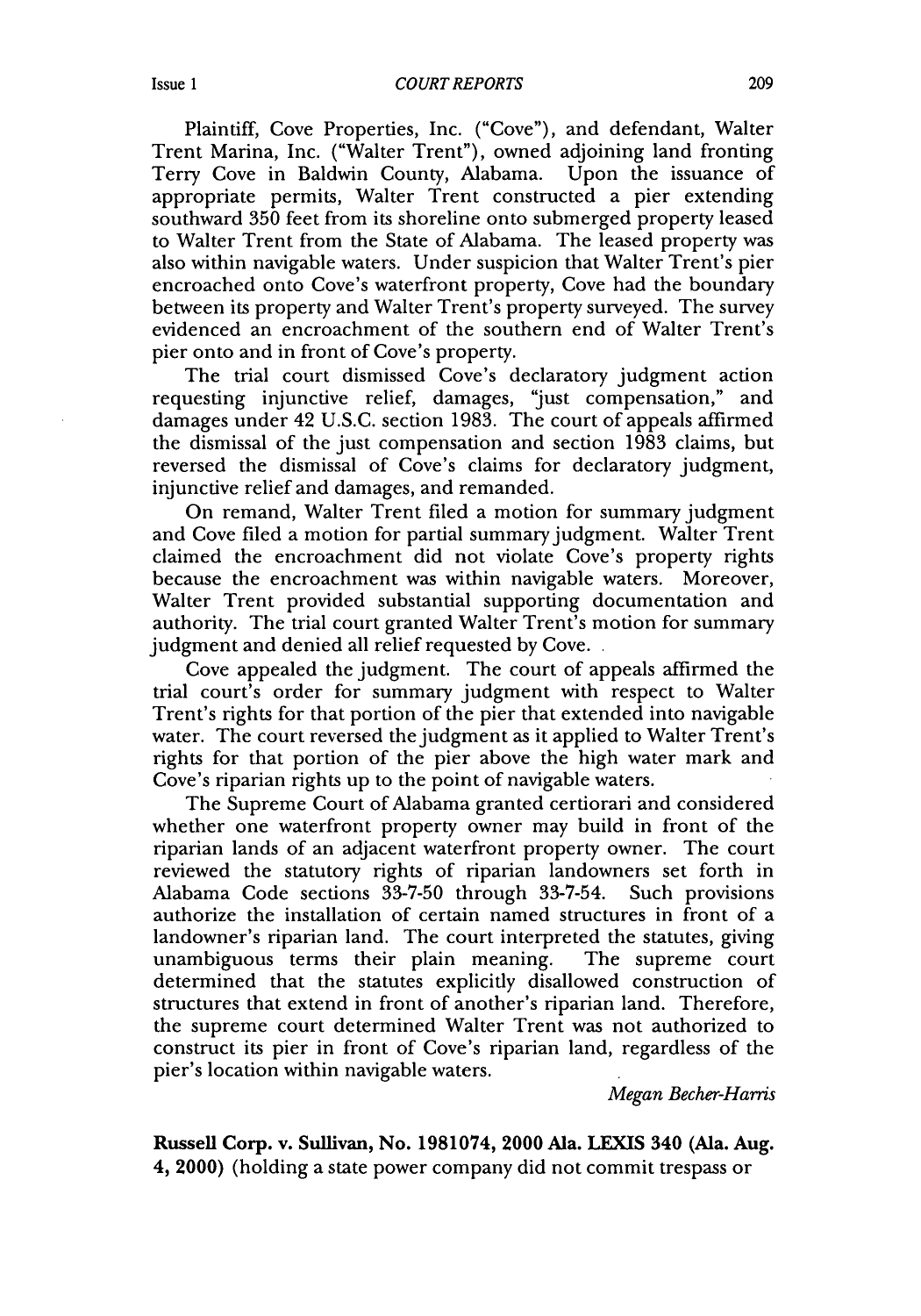Plaintiff, Cove Properties, Inc. ("Cove"), and defendant, Walter Trent Marina, Inc. ("Walter Trent"), owned adjoining land fronting Terry Cove in Baldwin County, Alabama. Upon the issuance of appropriate permits, Walter Trent constructed a pier extending southward 350 feet from its shoreline onto submerged property leased to Walter Trent from the State of Alabama. The leased property was also within navigable waters. Under suspicion that Walter Trent's pier encroached onto Cove's waterfront property, Cove had the boundary between its property and Walter Trent's property surveyed. The survey evidenced an encroachment of the southern end of Walter Trent's pier onto and in front of Cove's property.

The trial court dismissed Cove's declaratory judgment action requesting injunctive relief, damages, "just compensation," and damages under 42 U.S.C. section 1983. The court of appeals affirmed the dismissal of the just compensation and section 1983 claims, but reversed the dismissal of Cove's claims for declaratory judgment, injunctive relief and damages, and remanded.

On remand, Walter Trent filed a motion for summary judgment and Cove filed a motion for partial summary judgment. Walter Trent claimed the encroachment did not violate Cove's property rights because the encroachment was within navigable waters. Moreover, Walter Trent provided substantial supporting documentation and authority. The trial court granted Walter Trent's motion for summary judgment and denied all relief requested by Cove.

Cove appealed the judgment. The court of appeals affirmed the trial court's order for summary judgment with respect to Walter Trent's rights for that portion of the pier that extended into navigable water. The court reversed the judgment as it applied to Walter Trent's rights for that portion of the pier above the high water mark and Cove's riparian rights up to the point of navigable waters.

The Supreme Court of Alabama granted certiorari and considered whether one waterfront property owner may build in front of the riparian lands of an adjacent waterfront property owner. The court reviewed the statutory rights of riparian landowners set forth in Alabama Code sections 33-7-50 through 33-7-54. Such provisions authorize the installation of certain named structures in front of a landowner's riparian land. The court interpreted the statutes, giving unambiguous terms their plain meaning. The supreme court determined that the statutes explicitly disallowed construction of structures that extend in front of another's riparian land. Therefore, the supreme court determined Walter Trent was not authorized to construct its pier in front of Cove's riparian land, regardless of the pier's location within navigable waters.

*Megan Becher-Harris*

**Russell Corp. v. Sullivan, No. 1981074, 2000 Ala. LEXIS 340 (Ala. Aug. 4, 2000)** (holding a state power company did not commit trespass or